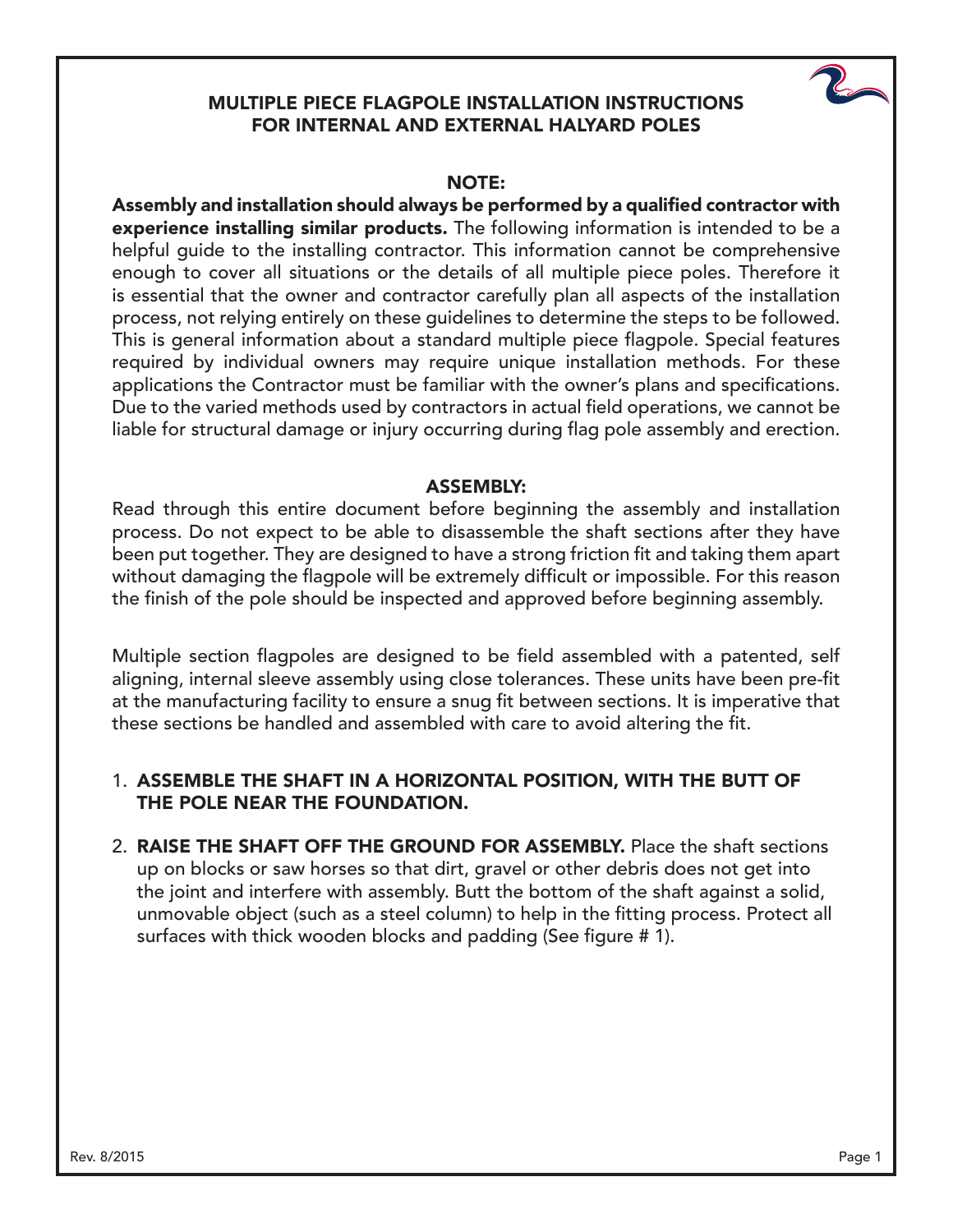# MULTIPLE PIECE FLAGPOLE INSTALLATION INSTRUCTIONS FOR INTERNAL AND EXTERNAL HALYARD POLES

## NOTE:

**Assembly and installation should always be performed by a qualified contractor with experience installing similar products.** The following information is intended to be a helpful guide to the installing contractor. This information cannot be comprehensive enough to cover all situations or the details of all multiple piece poles. Therefore it is essential that the owner and contractor carefully plan all aspects of the installation process, not relying entirely on these guidelines to determine the steps to be followed. This is general information about a standard multiple piece flagpole. Special features required by individual owners may require unique installation methods. For these applications the Contractor must be familiar with the owner's plans and specifications. Due to the varied methods used by contractors in actual field operations, we cannot be liable for structural damage or injury occurring during flag pole assembly and erection.

## ASSEMBLY:

Read through this entire document before beginning the assembly and installation process. Do not expect to be able to disassemble the shaft sections after they have been put together. They are designed to have a strong friction fit and taking them apart without damaging the flagpole will be extremely difficult or impossible. For this reason the finish of the pole should be inspected and approved before beginning assembly.

Multiple section flagpoles are designed to be field assembled with a patented, self aligning, internal sleeve assembly using close tolerances. These units have been pre-fit at the manufacturing facility to ensure a snug fit between sections. It is imperative that these sections be handled and assembled with care to avoid altering the fit.

1. **ASSEMBLE THE SHAFT IN A HORIZONTAL POSITION, WITH THE BUTT OF THE POLE NEAR THE FOUNDATION.**

2. **RAISE THE SHAFT OFF THE GROUND FOR ASSEMBLY.** Place the shaft sections up on blocks or saw horses so that dirt, gravel or other debris does not get into the joint and interfere with assembly. Butt the bottom of the shaft against a solid, unmovable object (such as a steel column) to help in the fitting process. Protect all surfaces with thick wooden blocks and padding (See figure # 1).

Rev. 8/2015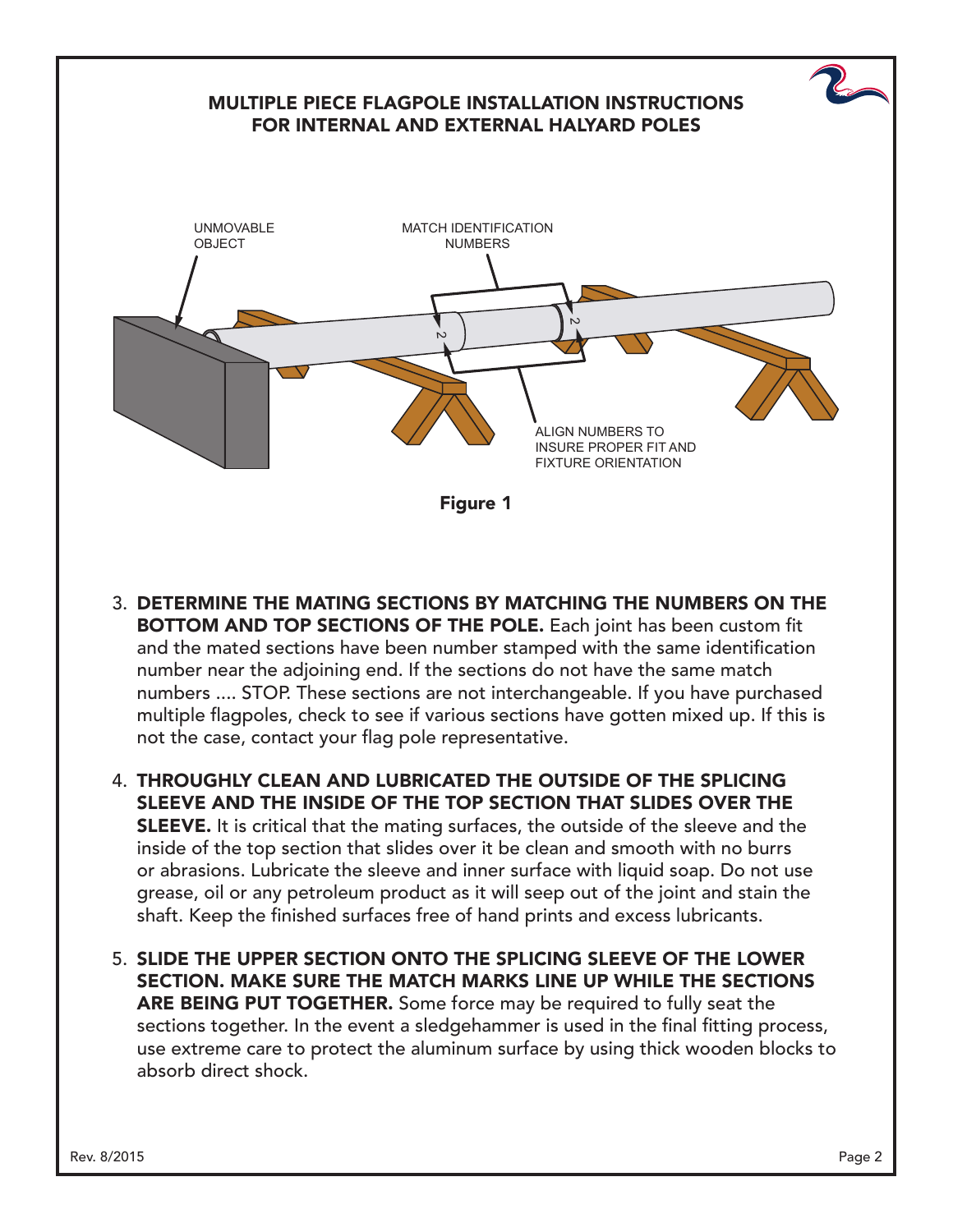# MULTIPLE PIECE FLAGPOLE INSTALLATION INSTRUCTIONS FOR INTERNAL AND EXTERNAL HALYARD POLES

UNMOVABLE OBJECT

MATCH IDENTIFICATION NUMBERS

ALIGN NUMBERS TO INSURE PROPER FIT AND FIXTURE ORIENTATION

**Figure 1**

3. **DETERMINE THE MATING SECTIONS BY MATCHING THE NUMBERS ON THE BOTTOM AND TOP SECTIONS OF THE POLE.** Each joint has been custom fit and the mated sections have been number stamped with the same identification number near the adjoining end. If the sections do not have the same match numbers .... STOP. These sections are not interchangeable. If you have purchased multiple flagpoles, check to see if various sections have gotten mixed up. If this is not the case, contact your flag pole representative.

4. **THROUGHLY CLEAN AND LUBRICATED THE OUTSIDE OF THE SPLICING SLEEVE AND THE INSIDE OF THE TOP SECTION THAT SLIDES OVER THE SLEEVE.** It is critical that the mating surfaces, the outside of the sleeve and the inside of the top section that slides over it be clean and smooth with no burrs or abrasions. Lubricate the sleeve and inner surface with liquid soap. Do not use grease, oil or any petroleum product as it will seep out of the joint and stain the shaft. Keep the finished surfaces free of hand prints and excess lubricants.

5. **SLIDE THE UPPER SECTION ONTO THE SPLICING SLEEVE OF THE LOWER SECTION. MAKE SURE THE MATCH MARKS LINE UP WHILE THE SECTIONS ARE BEING PUT TOGETHER.** Some force may be required to fully seat the sections together. In the event a sledgehammer is used in the final fitting process, use extreme care to protect the aluminum surface by using thick wooden blocks to absorb direct shock.

Rev. 8/2015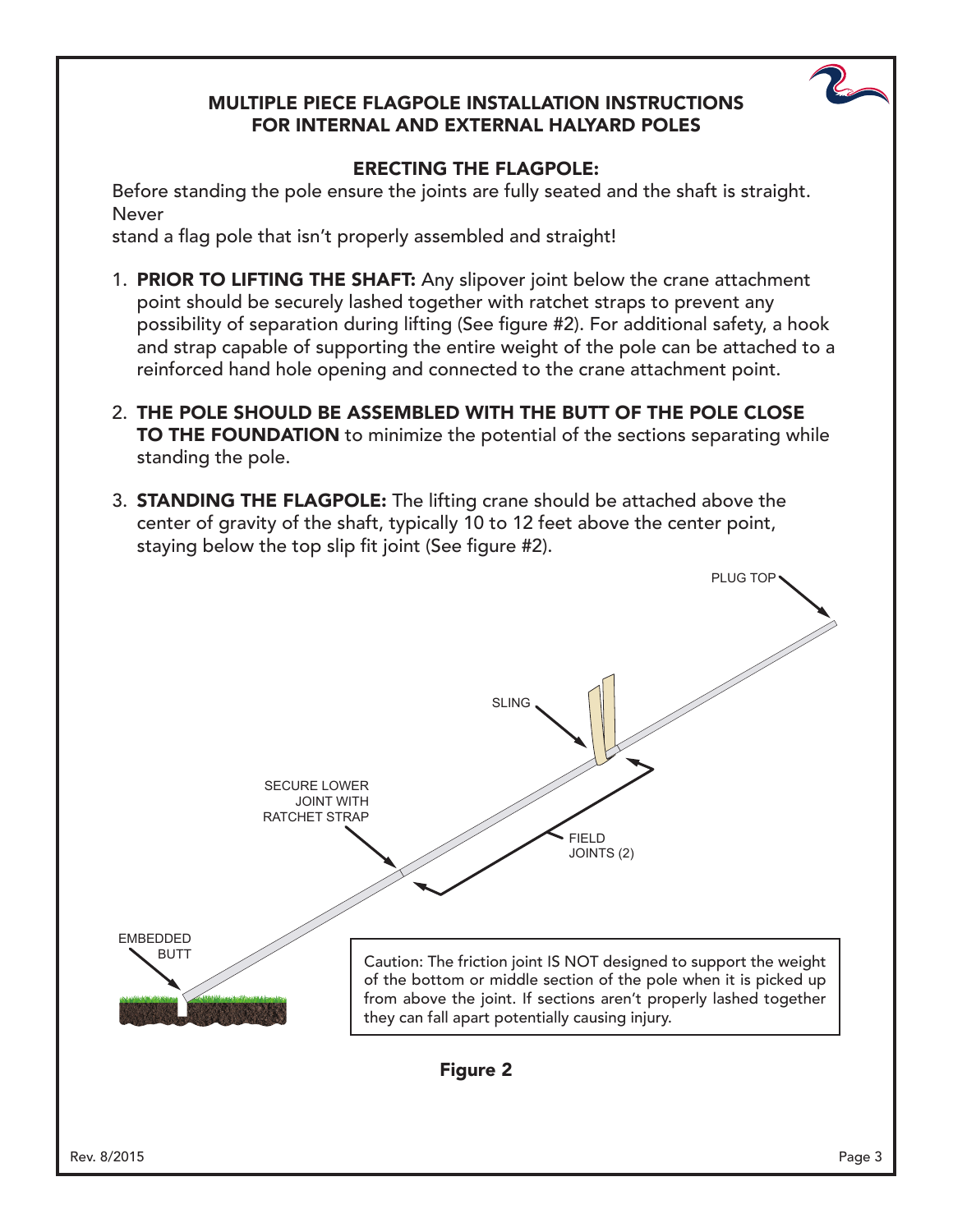## MULTIPLE PIECE FLAGPOLE INSTALLATION INSTRUCTIONS FOR INTERNAL AND EXTERNAL HALYARD POLES

### ERECTING THE FLAGPOLE:

Before standing the pole ensure the joints are fully seated and the shaft is straight. Never
stand a flag pole that isn't properly assembled and straight!

1. **PRIOR TO LIFTING THE SHAFT:** Any slipover joint below the crane attachment point should be securely lashed together with ratchet straps to prevent any possibility of separation during lifting (See figure #2). For additional safety, a hook and strap capable of supporting the entire weight of the pole can be attached to a reinforced hand hole opening and connected to the crane attachment point.

2. **THE POLE SHOULD BE ASSEMBLED WITH THE BUTT OF THE POLE CLOSE TO THE FOUNDATION** to minimize the potential of the sections separating while standing the pole.

3. **STANDING THE FLAGPOLE:** The lifting crane should be attached above the center of gravity of the shaft, typically 10 to 12 feet above the center point, staying below the top slip fit joint (See figure #2).

PLUG TOP

SLING

SECURE LOWER JOINT WITH RATCHET STRAP

FIELD JOINTS (2)

EMBEDDED BUTT

Caution: The friction joint IS NOT designed to support the weight of the bottom or middle section of the pole when it is picked up from above the joint. If sections aren't properly lashed together they can fall apart potentially causing injury.

**Figure 2**

Rev. 8/2015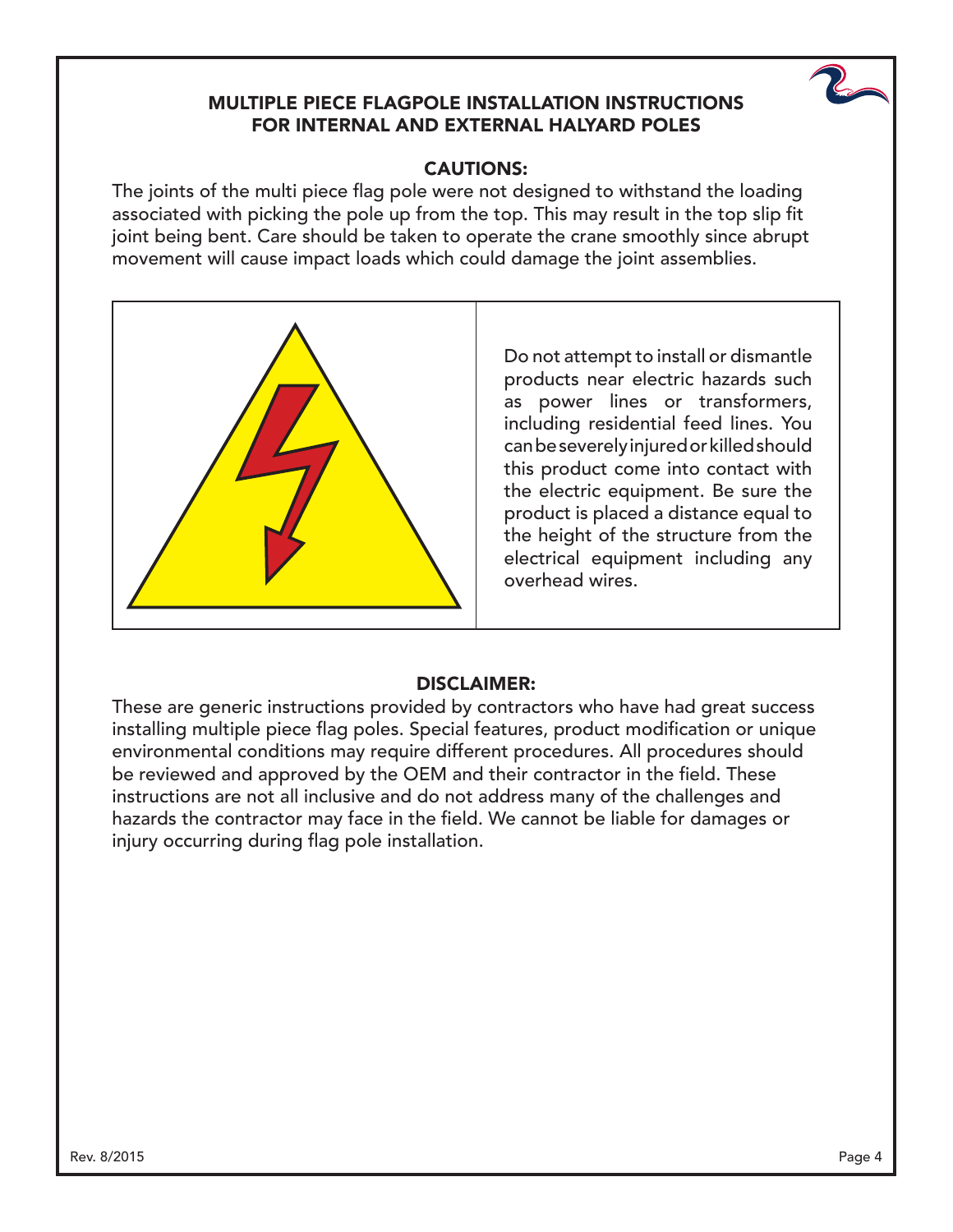# MULTIPLE PIECE FLAGPOLE INSTALLATION INSTRUCTIONS FOR INTERNAL AND EXTERNAL HALYARD POLES

## CAUTIONS:

The joints of the multi piece flag pole were not designed to withstand the loading associated with picking the pole up from the top. This may result in the top slip fit joint being bent. Care should be taken to operate the crane smoothly since abrupt movement will cause impact loads which could damage the joint assemblies.

Do not attempt to install or dismantle products near electric hazards such as power lines or transformers, including residential feed lines. You can be severely injured or killed should this product come into contact with the electric equipment. Be sure the product is placed a distance equal to the height of the structure from the electrical equipment including any overhead wires.

## DISCLAIMER:

These are generic instructions provided by contractors who have had great success installing multiple piece flag poles. Special features, product modification or unique environmental conditions may require different procedures. All procedures should be reviewed and approved by the OEM and their contractor in the field. These instructions are not all inclusive and do not address many of the challenges and hazards the contractor may face in the field. We cannot be liable for damages or injury occurring during flag pole installation.

Rev. 8/2015